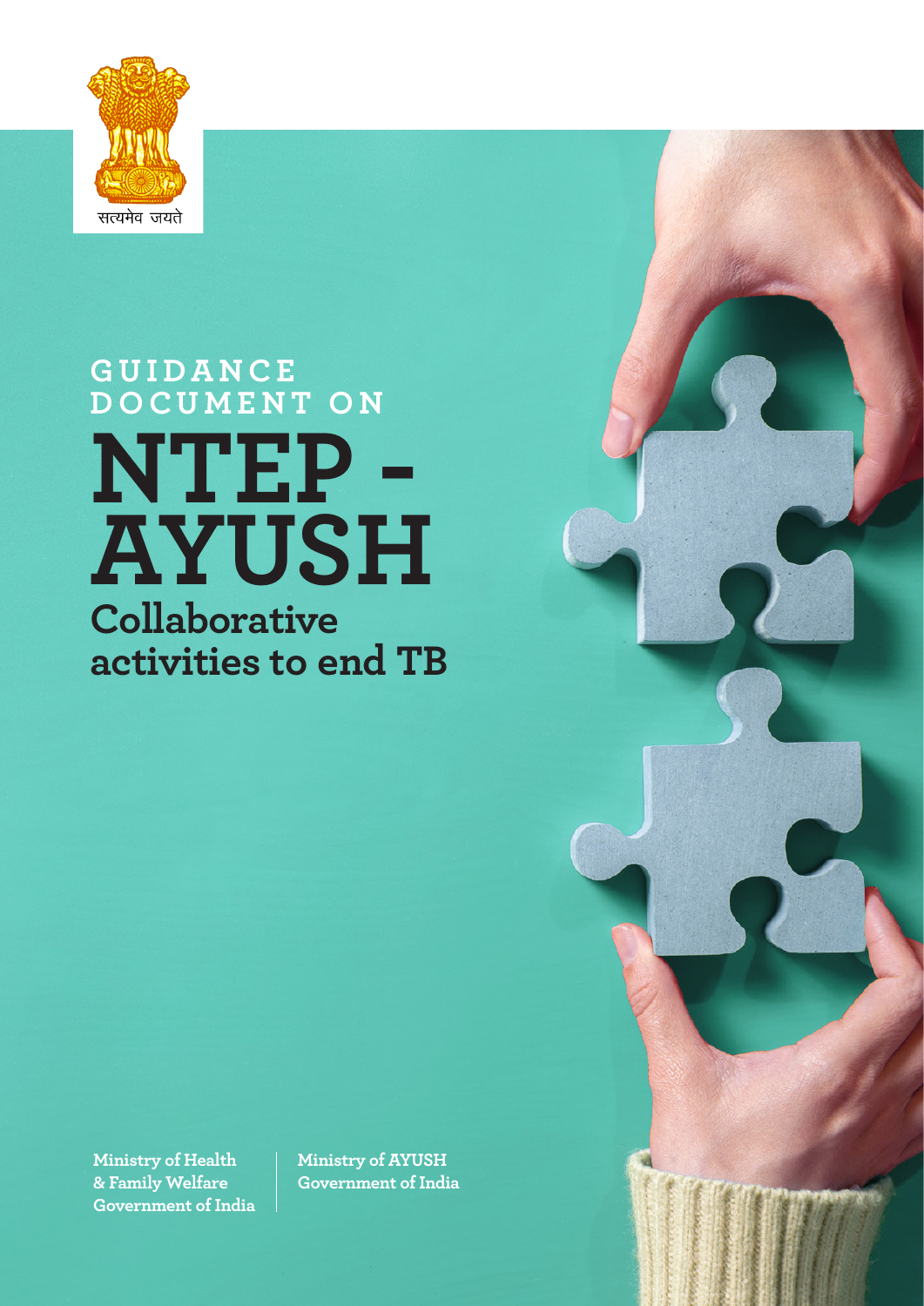सत्यमेव जयते

# GUIDANCE DOCUMENT ON

# NTEP - AYUSH

## Collaborative activities to end TB

**Ministry of Health & Family Welfare**
**Government of India**

**Ministry of AYUSH**
**Government of India**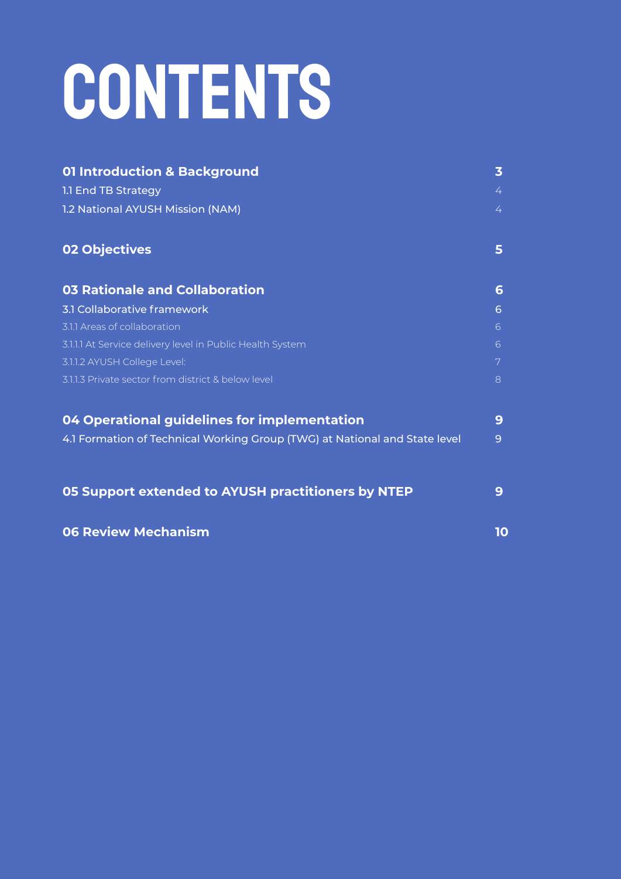# CONTENTS

| | |
|---|---|
| **01 Introduction & Background** | **3** |
| 1.1 End TB Strategy | 4 |
| 1.2 National AYUSH Mission (NAM) | 4 |
| **02 Objectives** | **5** |
| **03 Rationale and Collaboration** | **6** |
| 3.1 Collaborative framework | 6 |
| 3.1.1 Areas of collaboration | 6 |
| 3.1.1.1 At Service delivery level in Public Health System | 6 |
| 3.1.1.2 AYUSH College Level: | 7 |
| 3.1.1.3 Private sector from district & below level | 8 |
| **04 Operational guidelines for implementation** | **9** |
| 4.1 Formation of Technical Working Group (TWG) at National and State level | 9 |
| **05 Support extended to AYUSH practitioners by NTEP** | **9** |
| **06 Review Mechanism** | **10** |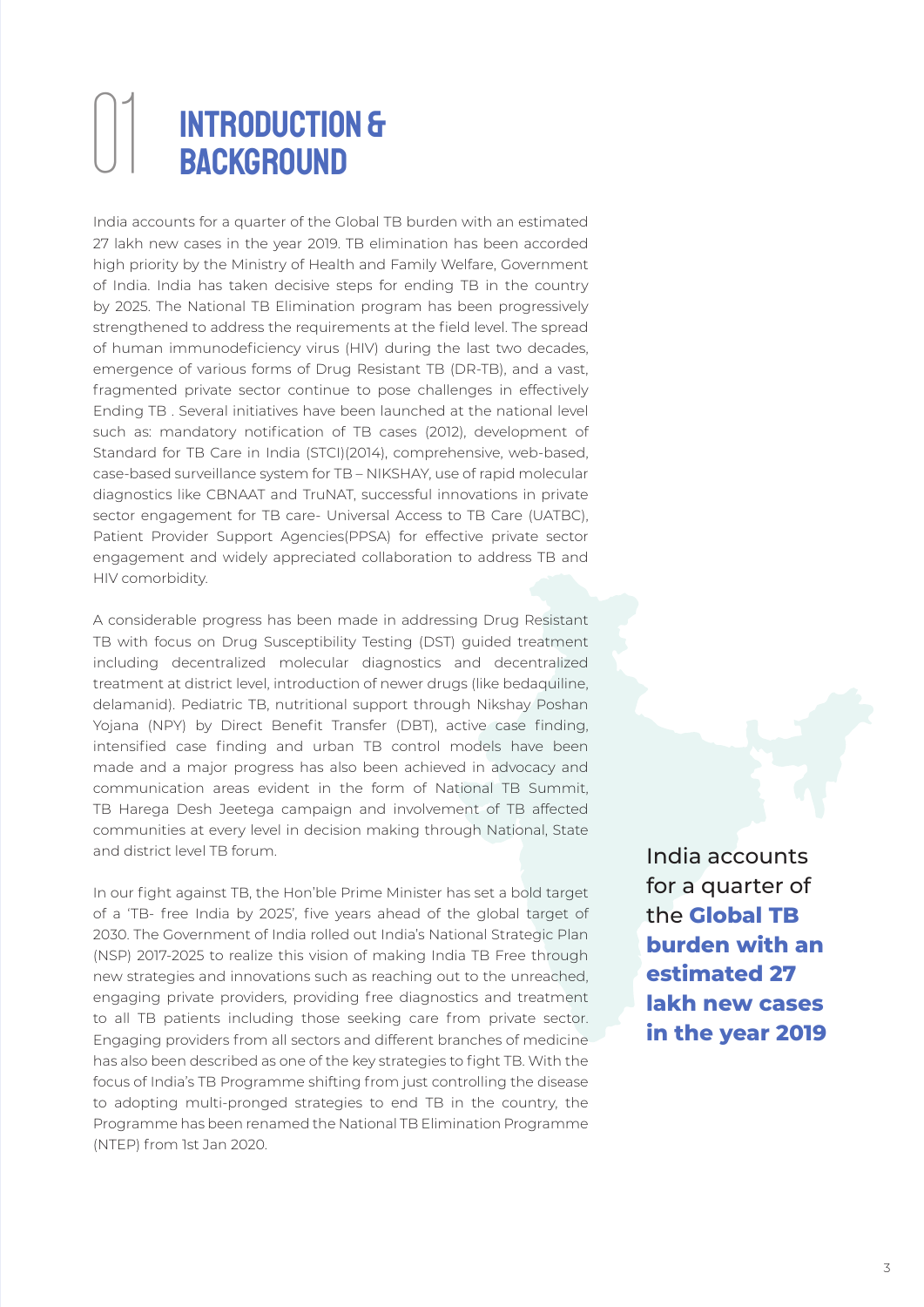# 01 INTRODUCTION & BACKGROUND

India accounts for a quarter of the Global TB burden with an estimated 27 lakh new cases in the year 2019. TB elimination has been accorded high priority by the Ministry of Health and Family Welfare, Government of India. India has taken decisive steps for ending TB in the country by 2025. The National TB Elimination program has been progressively strengthened to address the requirements at the field level. The spread of human immunodeficiency virus (HIV) during the last two decades, emergence of various forms of Drug Resistant TB (DR-TB), and a vast, fragmented private sector continue to pose challenges in effectively Ending TB . Several initiatives have been launched at the national level such as: mandatory notification of TB cases (2012), development of Standard for TB Care in India (STCI)(2014), comprehensive, web-based, case-based surveillance system for TB – NIKSHAY, use of rapid molecular diagnostics like CBNAAT and TruNAT, successful innovations in private sector engagement for TB care- Universal Access to TB Care (UATBC), Patient Provider Support Agencies(PPSA) for effective private sector engagement and widely appreciated collaboration to address TB and HIV comorbidity.

A considerable progress has been made in addressing Drug Resistant TB with focus on Drug Susceptibility Testing (DST) guided treatment including decentralized molecular diagnostics and decentralized treatment at district level, introduction of newer drugs (like bedaquiline, delamanid). Pediatric TB, nutritional support through Nikshay Poshan Yojana (NPY) by Direct Benefit Transfer (DBT), active case finding, intensified case finding and urban TB control models have been made and a major progress has also been achieved in advocacy and communication areas evident in the form of National TB Summit, TB Harega Desh Jeetega campaign and involvement of TB affected communities at every level in decision making through National, State and district level TB forum.

In our fight against TB, the Hon'ble Prime Minister has set a bold target of a 'TB- free India by 2025', five years ahead of the global target of 2030. The Government of India rolled out India's National Strategic Plan (NSP) 2017-2025 to realize this vision of making India TB Free through new strategies and innovations such as reaching out to the unreached, engaging private providers, providing free diagnostics and treatment to all TB patients including those seeking care from private sector. Engaging providers from all sectors and different branches of medicine has also been described as one of the key strategies to fight TB. With the focus of India's TB Programme shifting from just controlling the disease to adopting multi-pronged strategies to end TB in the country, the Programme has been renamed the National TB Elimination Programme (NTEP) from 1st Jan 2020.

India accounts for a quarter of the **Global TB burden with an estimated 27 lakh new cases in the year 2019**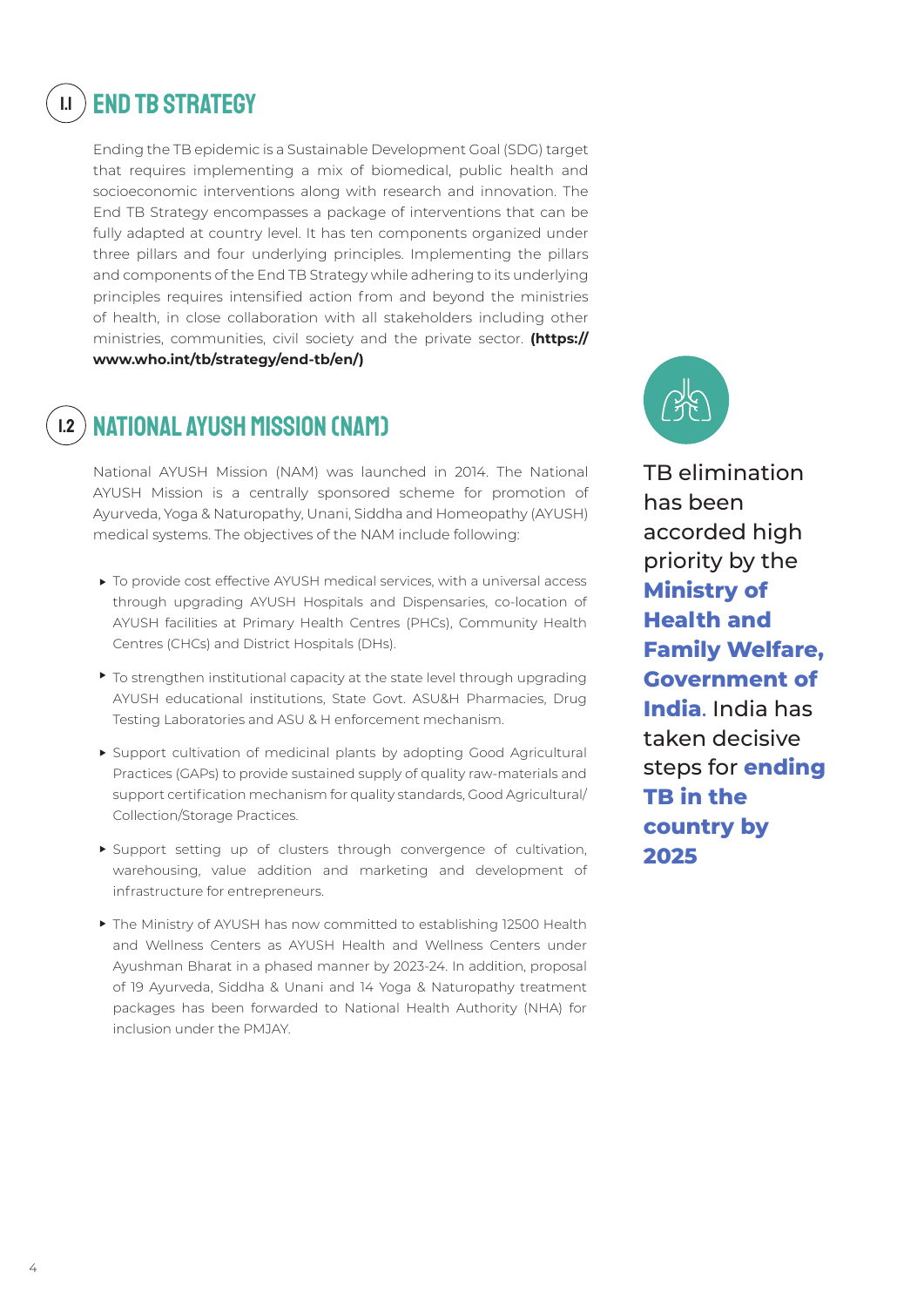## 1.1 END TB STRATEGY

Ending the TB epidemic is a Sustainable Development Goal (SDG) target that requires implementing a mix of biomedical, public health and socioeconomic interventions along with research and innovation. The End TB Strategy encompasses a package of interventions that can be fully adapted at country level. It has ten components organized under three pillars and four underlying principles. Implementing the pillars and components of the End TB Strategy while adhering to its underlying principles requires intensified action from and beyond the ministries of health, in close collaboration with all stakeholders including other ministries, communities, civil society and the private sector. **(https://www.who.int/tb/strategy/end-tb/en/)**

## 1.2 NATIONAL AYUSH MISSION (NAM)

National AYUSH Mission (NAM) was launched in 2014. The National AYUSH Mission is a centrally sponsored scheme for promotion of Ayurveda, Yoga & Naturopathy, Unani, Siddha and Homeopathy (AYUSH) medical systems. The objectives of the NAM include following:

- To provide cost effective AYUSH medical services, with a universal access through upgrading AYUSH Hospitals and Dispensaries, co-location of AYUSH facilities at Primary Health Centres (PHCs), Community Health Centres (CHCs) and District Hospitals (DHs).
- To strengthen institutional capacity at the state level through upgrading AYUSH educational institutions, State Govt. ASU&H Pharmacies, Drug Testing Laboratories and ASU & H enforcement mechanism.
- Support cultivation of medicinal plants by adopting Good Agricultural Practices (GAPs) to provide sustained supply of quality raw-materials and support certification mechanism for quality standards, Good Agricultural/ Collection/Storage Practices.
- Support setting up of clusters through convergence of cultivation, warehousing, value addition and marketing and development of infrastructure for entrepreneurs.
- The Ministry of AYUSH has now committed to establishing 12500 Health and Wellness Centers as AYUSH Health and Wellness Centers under Ayushman Bharat in a phased manner by 2023-24. In addition, proposal of 19 Ayurveda, Siddha & Unani and 14 Yoga & Naturopathy treatment packages has been forwarded to National Health Authority (NHA) for inclusion under the PMJAY.

TB elimination has been accorded high priority by the **Ministry of Health and Family Welfare, Government of India**. India has taken decisive steps for **ending TB in the country by 2025**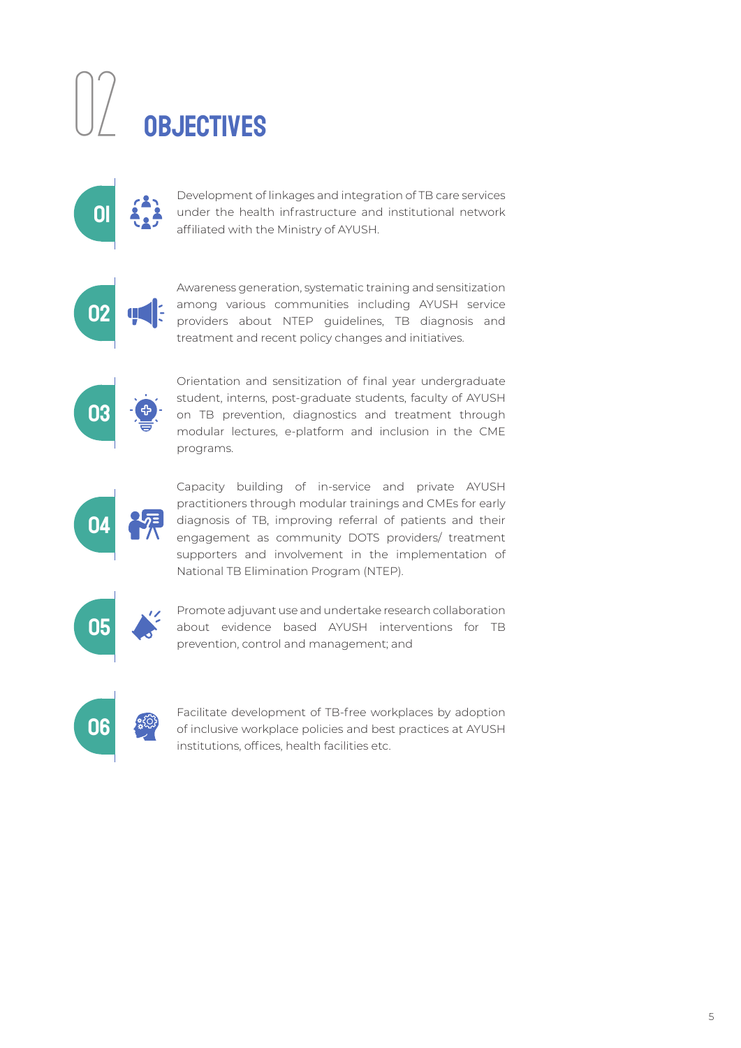# 02 OBJECTIVES

**01** Development of linkages and integration of TB care services under the health infrastructure and institutional network affiliated with the Ministry of AYUSH.

**02** Awareness generation, systematic training and sensitization among various communities including AYUSH service providers about NTEP guidelines, TB diagnosis and treatment and recent policy changes and initiatives.

**03** Orientation and sensitization of final year undergraduate student, interns, post-graduate students, faculty of AYUSH on TB prevention, diagnostics and treatment through modular lectures, e-platform and inclusion in the CME programs.

**04** Capacity building of in-service and private AYUSH practitioners through modular trainings and CMEs for early diagnosis of TB, improving referral of patients and their engagement as community DOTS providers/ treatment supporters and involvement in the implementation of National TB Elimination Program (NTEP).

**05** Promote adjuvant use and undertake research collaboration about evidence based AYUSH interventions for TB prevention, control and management; and

**06** Facilitate development of TB-free workplaces by adoption of inclusive workplace policies and best practices at AYUSH institutions, offices, health facilities etc.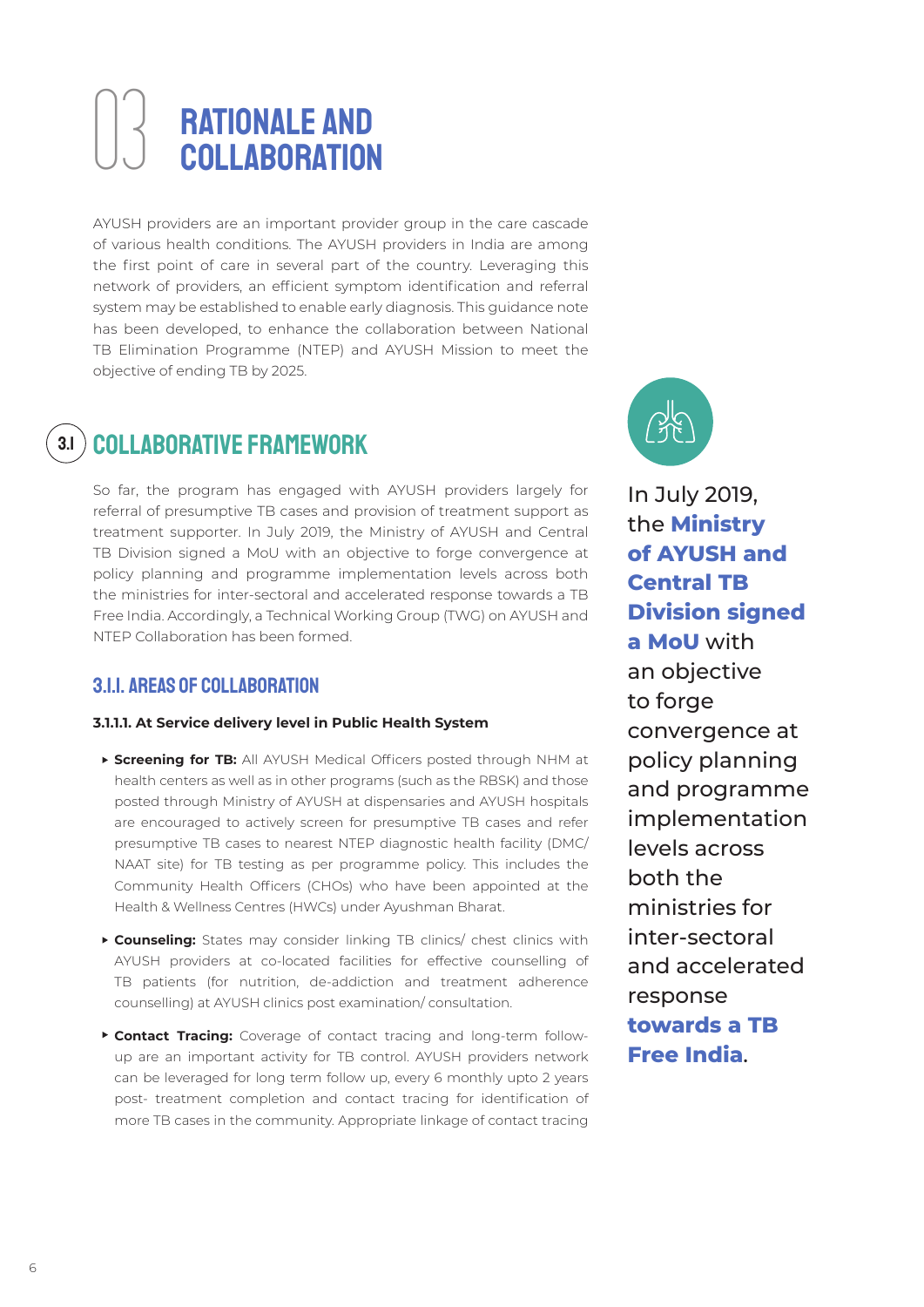# 03 RATIONALE AND COLLABORATION

AYUSH providers are an important provider group in the care cascade of various health conditions. The AYUSH providers in India are among the first point of care in several part of the country. Leveraging this network of providers, an efficient symptom identification and referral system may be established to enable early diagnosis. This guidance note has been developed, to enhance the collaboration between National TB Elimination Programme (NTEP) and AYUSH Mission to meet the objective of ending TB by 2025.

## 3.1 COLLABORATIVE FRAMEWORK

So far, the program has engaged with AYUSH providers largely for referral of presumptive TB cases and provision of treatment support as treatment supporter. In July 2019, the Ministry of AYUSH and Central TB Division signed a MoU with an objective to forge convergence at policy planning and programme implementation levels across both the ministries for inter-sectoral and accelerated response towards a TB Free India. Accordingly, a Technical Working Group (TWG) on AYUSH and NTEP Collaboration has been formed.

> In July 2019, the **Ministry of AYUSH and Central TB Division signed a MoU** with an objective to forge convergence at policy planning and programme implementation levels across both the ministries for inter-sectoral and accelerated response **towards a TB Free India**.

### 3.1.1. AREAS OF COLLABORATION

#### 3.1.1.1. At Service delivery level in Public Health System

- **Screening for TB:** All AYUSH Medical Officers posted through NHM at health centers as well as in other programs (such as the RBSK) and those posted through Ministry of AYUSH at dispensaries and AYUSH hospitals are encouraged to actively screen for presumptive TB cases and refer presumptive TB cases to nearest NTEP diagnostic health facility (DMC/ NAAT site) for TB testing as per programme policy. This includes the Community Health Officers (CHOs) who have been appointed at the Health & Wellness Centres (HWCs) under Ayushman Bharat.
- **Counseling:** States may consider linking TB clinics/ chest clinics with AYUSH providers at co-located facilities for effective counselling of TB patients (for nutrition, de-addiction and treatment adherence counselling) at AYUSH clinics post examination/ consultation.
- **Contact Tracing:** Coverage of contact tracing and long-term follow-up are an important activity for TB control. AYUSH providers network can be leveraged for long term follow up, every 6 monthly upto 2 years post- treatment completion and contact tracing for identification of more TB cases in the community. Appropriate linkage of contact tracing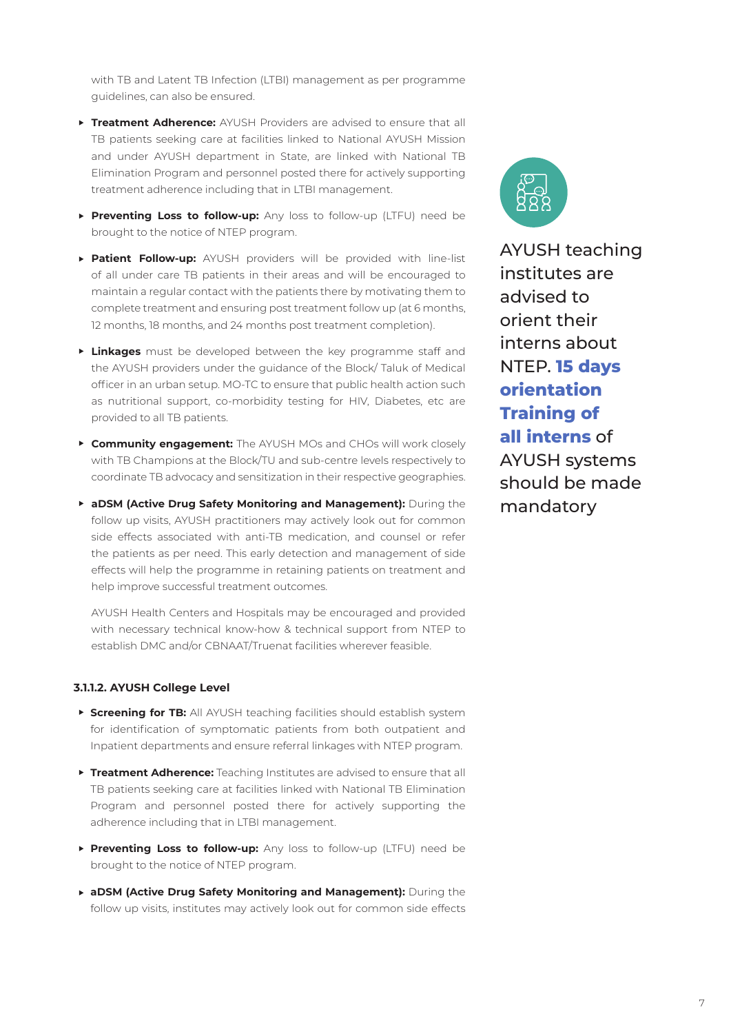with TB and Latent TB Infection (LTBI) management as per programme guidelines, can also be ensured.

- **Treatment Adherence:** AYUSH Providers are advised to ensure that all TB patients seeking care at facilities linked to National AYUSH Mission and under AYUSH department in State, are linked with National TB Elimination Program and personnel posted there for actively supporting treatment adherence including that in LTBI management.
- **Preventing Loss to follow-up:** Any loss to follow-up (LTFU) need be brought to the notice of NTEP program.
- **Patient Follow-up:** AYUSH providers will be provided with line-list of all under care TB patients in their areas and will be encouraged to maintain a regular contact with the patients there by motivating them to complete treatment and ensuring post treatment follow up (at 6 months, 12 months, 18 months, and 24 months post treatment completion).
- **Linkages** must be developed between the key programme staff and the AYUSH providers under the guidance of the Block/ Taluk of Medical officer in an urban setup. MO-TC to ensure that public health action such as nutritional support, co-morbidity testing for HIV, Diabetes, etc are provided to all TB patients.
- **Community engagement:** The AYUSH MOs and CHOs will work closely with TB Champions at the Block/TU and sub-centre levels respectively to coordinate TB advocacy and sensitization in their respective geographies.
- **aDSM (Active Drug Safety Monitoring and Management):** During the follow up visits, AYUSH practitioners may actively look out for common side effects associated with anti-TB medication, and counsel or refer the patients as per need. This early detection and management of side effects will help the programme in retaining patients on treatment and help improve successful treatment outcomes.

  AYUSH Health Centers and Hospitals may be encouraged and provided with necessary technical know-how & technical support from NTEP to establish DMC and/or CBNAAT/Truenat facilities wherever feasible.

#### 3.1.1.2. AYUSH College Level

- **Screening for TB:** All AYUSH teaching facilities should establish system for identification of symptomatic patients from both outpatient and Inpatient departments and ensure referral linkages with NTEP program.
- **Treatment Adherence:** Teaching Institutes are advised to ensure that all TB patients seeking care at facilities linked with National TB Elimination Program and personnel posted there for actively supporting the adherence including that in LTBI management.
- **Preventing Loss to follow-up:** Any loss to follow-up (LTFU) need be brought to the notice of NTEP program.
- **aDSM (Active Drug Safety Monitoring and Management):** During the follow up visits, institutes may actively look out for common side effects

AYUSH teaching institutes are advised to orient their interns about NTEP. **15 days orientation Training of all interns** of AYUSH systems should be made mandatory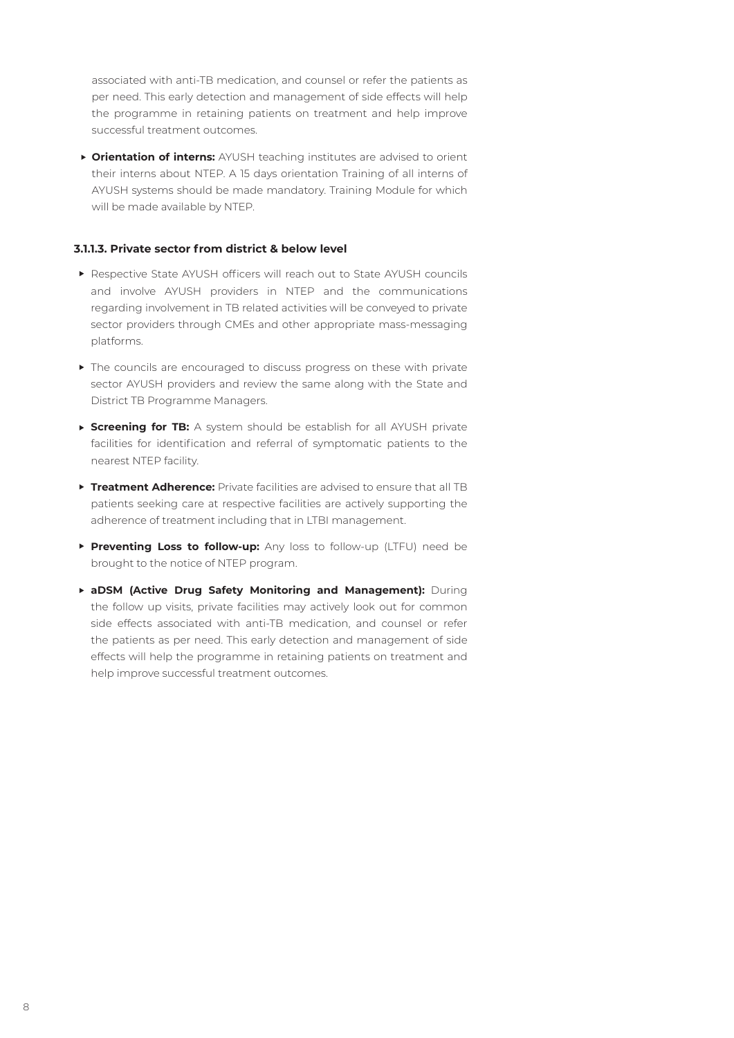associated with anti-TB medication, and counsel or refer the patients as per need. This early detection and management of side effects will help the programme in retaining patients on treatment and help improve successful treatment outcomes.

- **Orientation of interns:** AYUSH teaching institutes are advised to orient their interns about NTEP. A 15 days orientation Training of all interns of AYUSH systems should be made mandatory. Training Module for which will be made available by NTEP.

#### 3.1.1.3. Private sector from district & below level

- Respective State AYUSH officers will reach out to State AYUSH councils and involve AYUSH providers in NTEP and the communications regarding involvement in TB related activities will be conveyed to private sector providers through CMEs and other appropriate mass-messaging platforms.
- The councils are encouraged to discuss progress on these with private sector AYUSH providers and review the same along with the State and District TB Programme Managers.
- **Screening for TB:** A system should be establish for all AYUSH private facilities for identification and referral of symptomatic patients to the nearest NTEP facility.
- **Treatment Adherence:** Private facilities are advised to ensure that all TB patients seeking care at respective facilities are actively supporting the adherence of treatment including that in LTBI management.
- **Preventing Loss to follow-up:** Any loss to follow-up (LTFU) need be brought to the notice of NTEP program.
- **aDSM (Active Drug Safety Monitoring and Management):** During the follow up visits, private facilities may actively look out for common side effects associated with anti-TB medication, and counsel or refer the patients as per need. This early detection and management of side effects will help the programme in retaining patients on treatment and help improve successful treatment outcomes.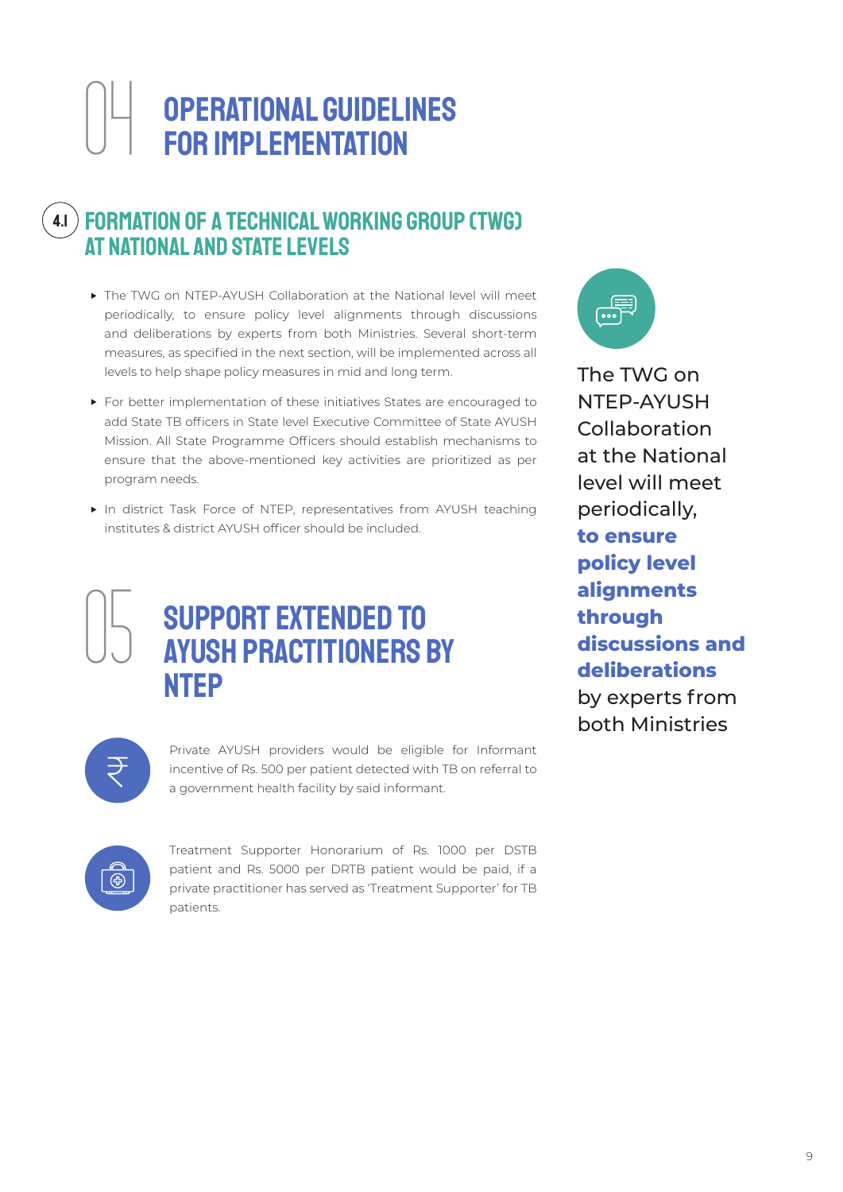# 04 OPERATIONAL GUIDELINES FOR IMPLEMENTATION

## 4.1 FORMATION OF A TECHNICAL WORKING GROUP (TWG) AT NATIONAL AND STATE LEVELS

- The TWG on NTEP-AYUSH Collaboration at the National level will meet periodically, to ensure policy level alignments through discussions and deliberations by experts from both Ministries. Several short-term measures, as specified in the next section, will be implemented across all levels to help shape policy measures in mid and long term.
- For better implementation of these initiatives States are encouraged to add State TB officers in State level Executive Committee of State AYUSH Mission. All State Programme Officers should establish mechanisms to ensure that the above-mentioned key activities are prioritized as per program needs.
- In district Task Force of NTEP, representatives from AYUSH teaching institutes & district AYUSH officer should be included.

The TWG on NTEP-AYUSH Collaboration at the National level will meet periodically, **to ensure policy level alignments through discussions and deliberations** by experts from both Ministries

# 05 SUPPORT EXTENDED TO AYUSH PRACTITIONERS BY NTEP

Private AYUSH providers would be eligible for Informant incentive of Rs. 500 per patient detected with TB on referral to a government health facility by said informant.

Treatment Supporter Honorarium of Rs. 1000 per DSTB patient and Rs. 5000 per DRTB patient would be paid, if a private practitioner has served as 'Treatment Supporter' for TB patients.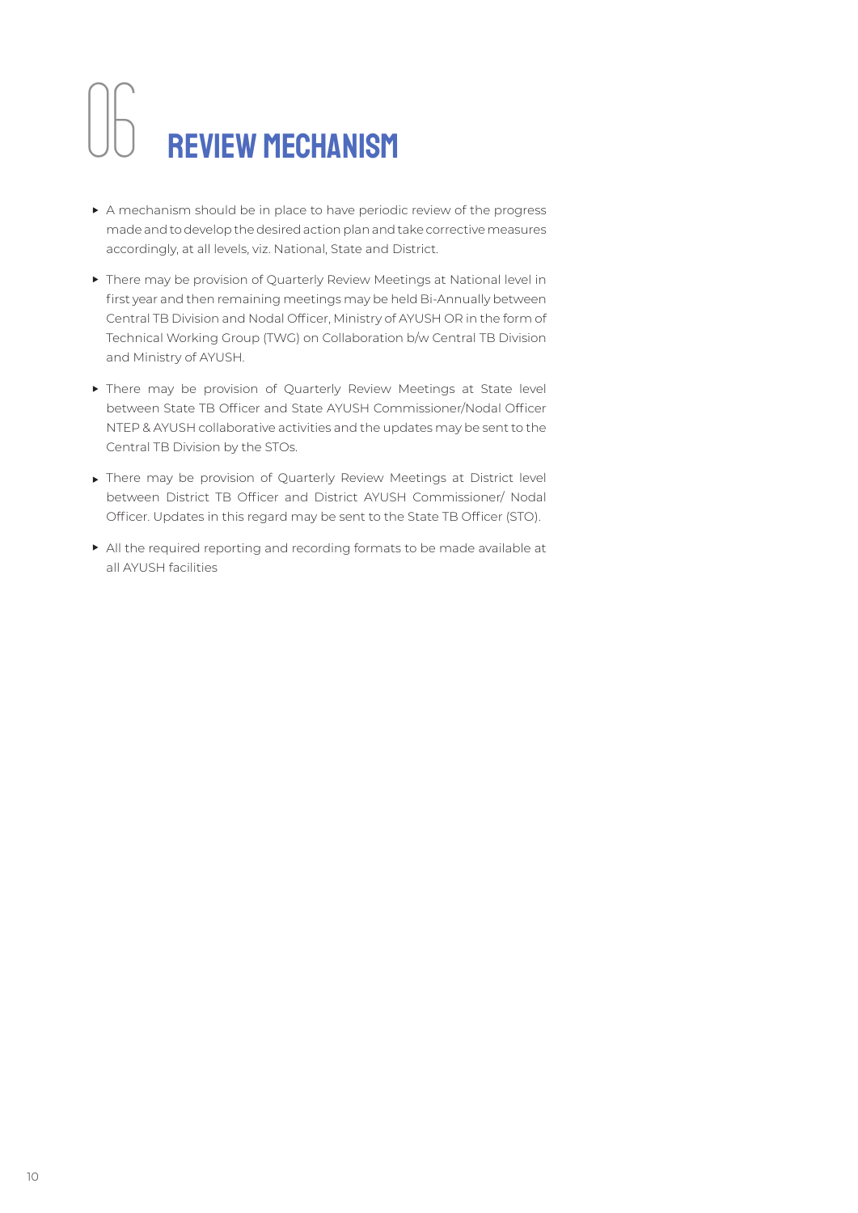# 06 REVIEW MECHANISM

- A mechanism should be in place to have periodic review of the progress made and to develop the desired action plan and take corrective measures accordingly, at all levels, viz. National, State and District.
- There may be provision of Quarterly Review Meetings at National level in first year and then remaining meetings may be held Bi-Annually between Central TB Division and Nodal Officer, Ministry of AYUSH OR in the form of Technical Working Group (TWG) on Collaboration b/w Central TB Division and Ministry of AYUSH.
- There may be provision of Quarterly Review Meetings at State level between State TB Officer and State AYUSH Commissioner/Nodal Officer NTEP & AYUSH collaborative activities and the updates may be sent to the Central TB Division by the STOs.
- There may be provision of Quarterly Review Meetings at District level between District TB Officer and District AYUSH Commissioner/ Nodal Officer. Updates in this regard may be sent to the State TB Officer (STO).
- All the required reporting and recording formats to be made available at all AYUSH facilities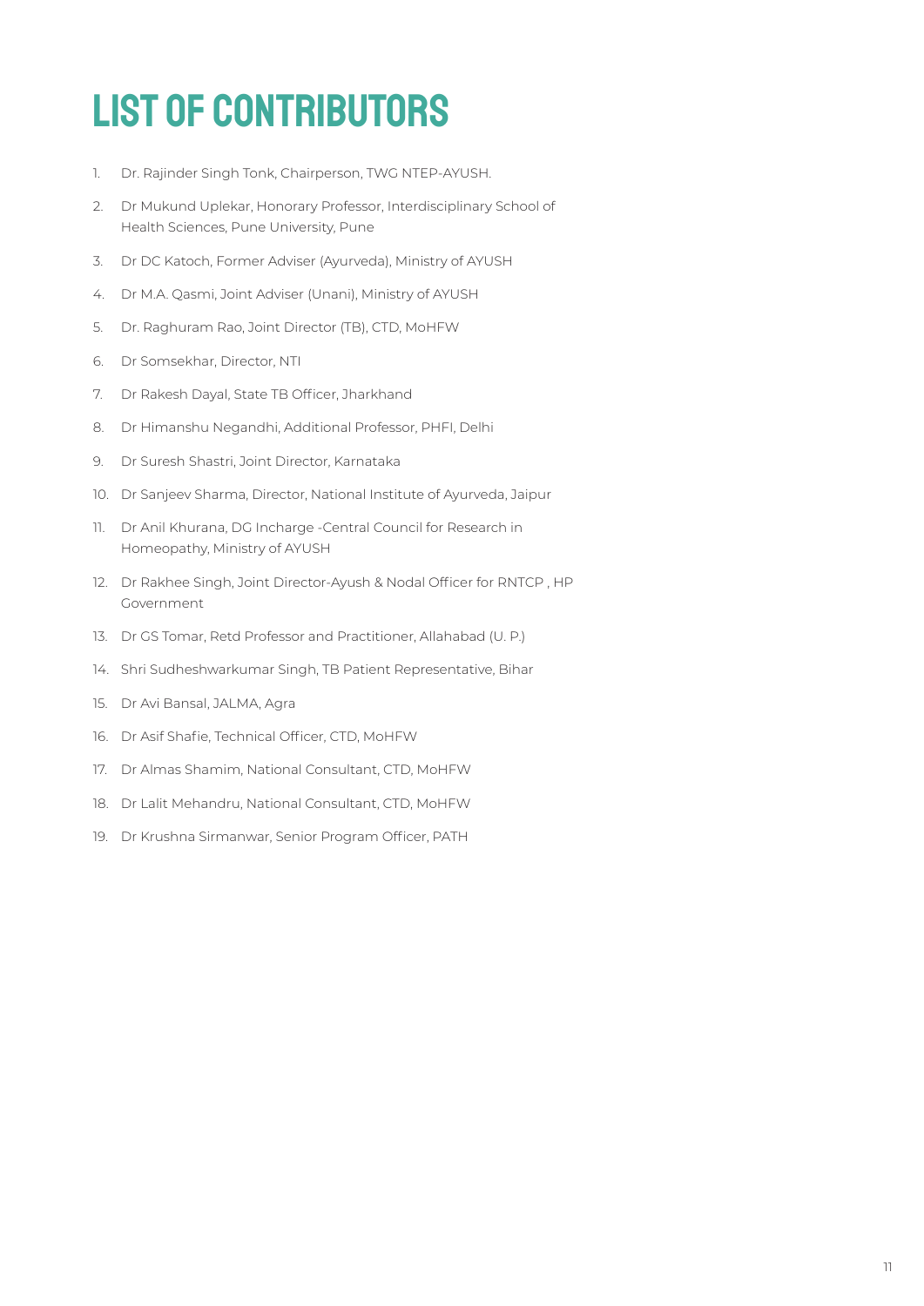# LIST OF CONTRIBUTORS

1. Dr. Rajinder Singh Tonk, Chairperson, TWG NTEP-AYUSH.
2. Dr Mukund Uplekar, Honorary Professor, Interdisciplinary School of Health Sciences, Pune University, Pune
3. Dr DC Katoch, Former Adviser (Ayurveda), Ministry of AYUSH
4. Dr M.A. Qasmi, Joint Adviser (Unani), Ministry of AYUSH
5. Dr. Raghuram Rao, Joint Director (TB), CTD, MoHFW
6. Dr Somsekhar, Director, NTI
7. Dr Rakesh Dayal, State TB Officer, Jharkhand
8. Dr Himanshu Negandhi, Additional Professor, PHFI, Delhi
9. Dr Suresh Shastri, Joint Director, Karnataka
10. Dr Sanjeev Sharma, Director, National Institute of Ayurveda, Jaipur
11. Dr Anil Khurana, DG Incharge -Central Council for Research in Homeopathy, Ministry of AYUSH
12. Dr Rakhee Singh, Joint Director-Ayush & Nodal Officer for RNTCP , HP Government
13. Dr GS Tomar, Retd Professor and Practitioner, Allahabad (U. P.)
14. Shri Sudheshwarkumar Singh, TB Patient Representative, Bihar
15. Dr Avi Bansal, JALMA, Agra
16. Dr Asif Shafie, Technical Officer, CTD, MoHFW
17. Dr Almas Shamim, National Consultant, CTD, MoHFW
18. Dr Lalit Mehandru, National Consultant, CTD, MoHFW
19. Dr Krushna Sirmanwar, Senior Program Officer, PATH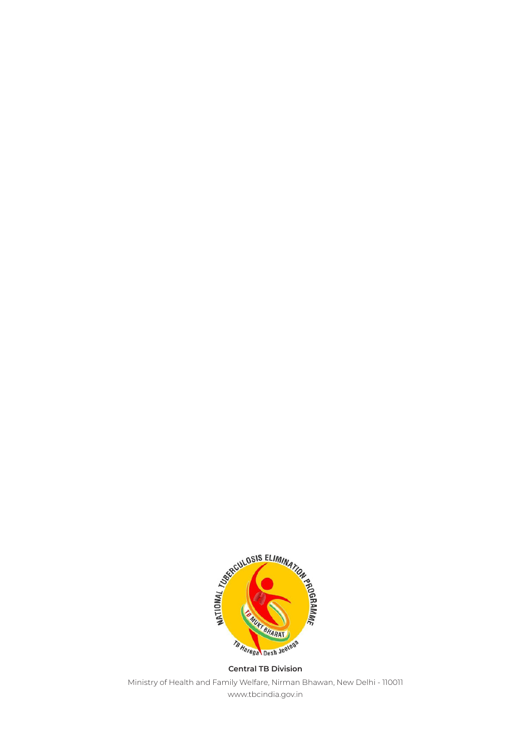**Central TB Division**

Ministry of Health and Family Welfare, Nirman Bhawan, New Delhi - 110011

www.tbcindia.gov.in